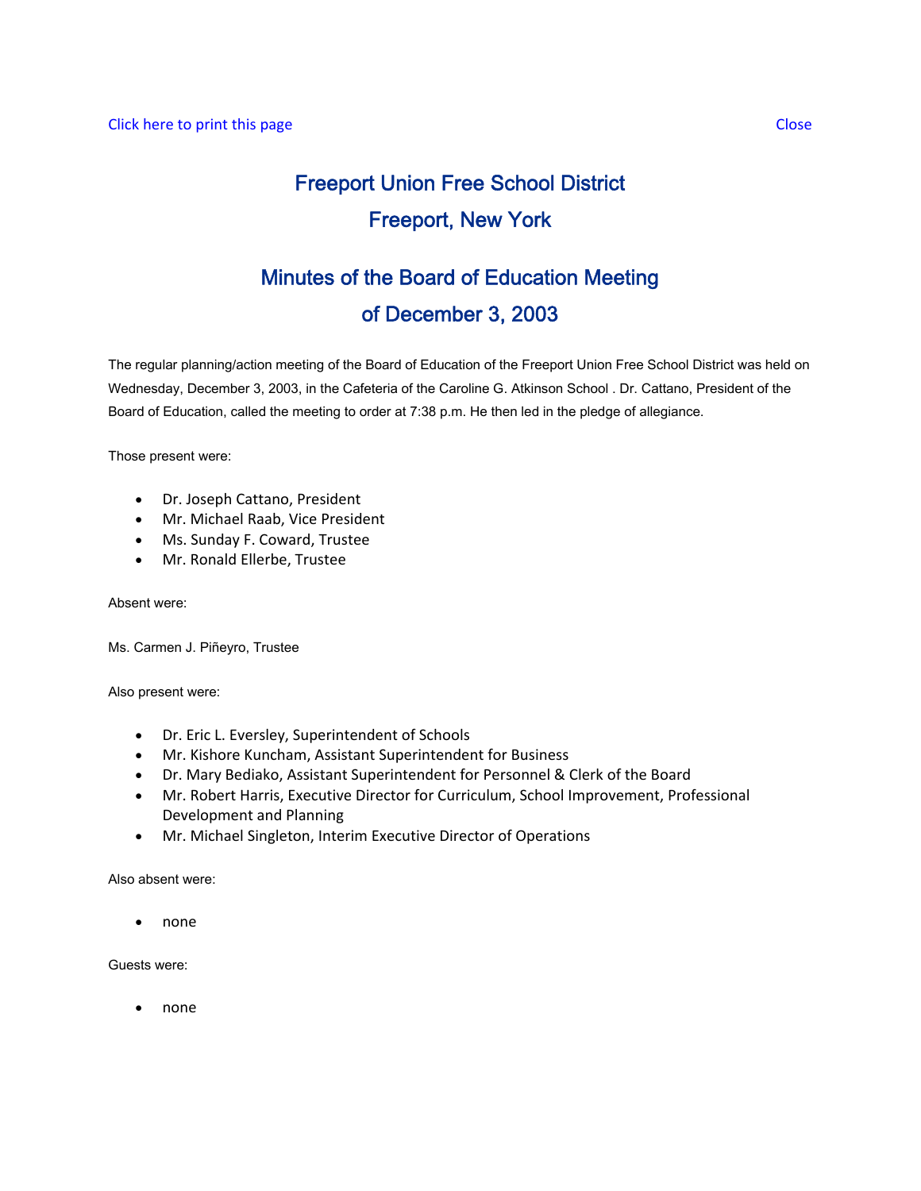Click here to print this page Close

# Freeport Union Free School District

# Freeport, New York

## Minutes of the Board of Education Meeting

## of December 3, 2003

The regular planning/action meeting of the Board of Education of the Freeport Union Free School District was held on Wednesday, December 3, 2003, in the Cafeteria of the Caroline G. Atkinson School . Dr. Cattano, President of the Board of Education, called the meeting to order at 7:38 p.m. He then led in the pledge of allegiance.

Those present were:

- Dr. Joseph Cattano, President
- Mr. Michael Raab, Vice President
- Ms. Sunday F. Coward, Trustee
- Mr. Ronald Ellerbe, Trustee

Absent were:

Ms. Carmen J. Piñeyro, Trustee

Also present were:

- Dr. Eric L. Eversley, Superintendent of Schools
- Mr. Kishore Kuncham, Assistant Superintendent for Business
- Dr. Mary Bediako, Assistant Superintendent for Personnel & Clerk of the Board
- Mr. Robert Harris, Executive Director for Curriculum, School Improvement, Professional Development and Planning
- Mr. Michael Singleton, Interim Executive Director of Operations

Also absent were:

- none

Guests were:

- none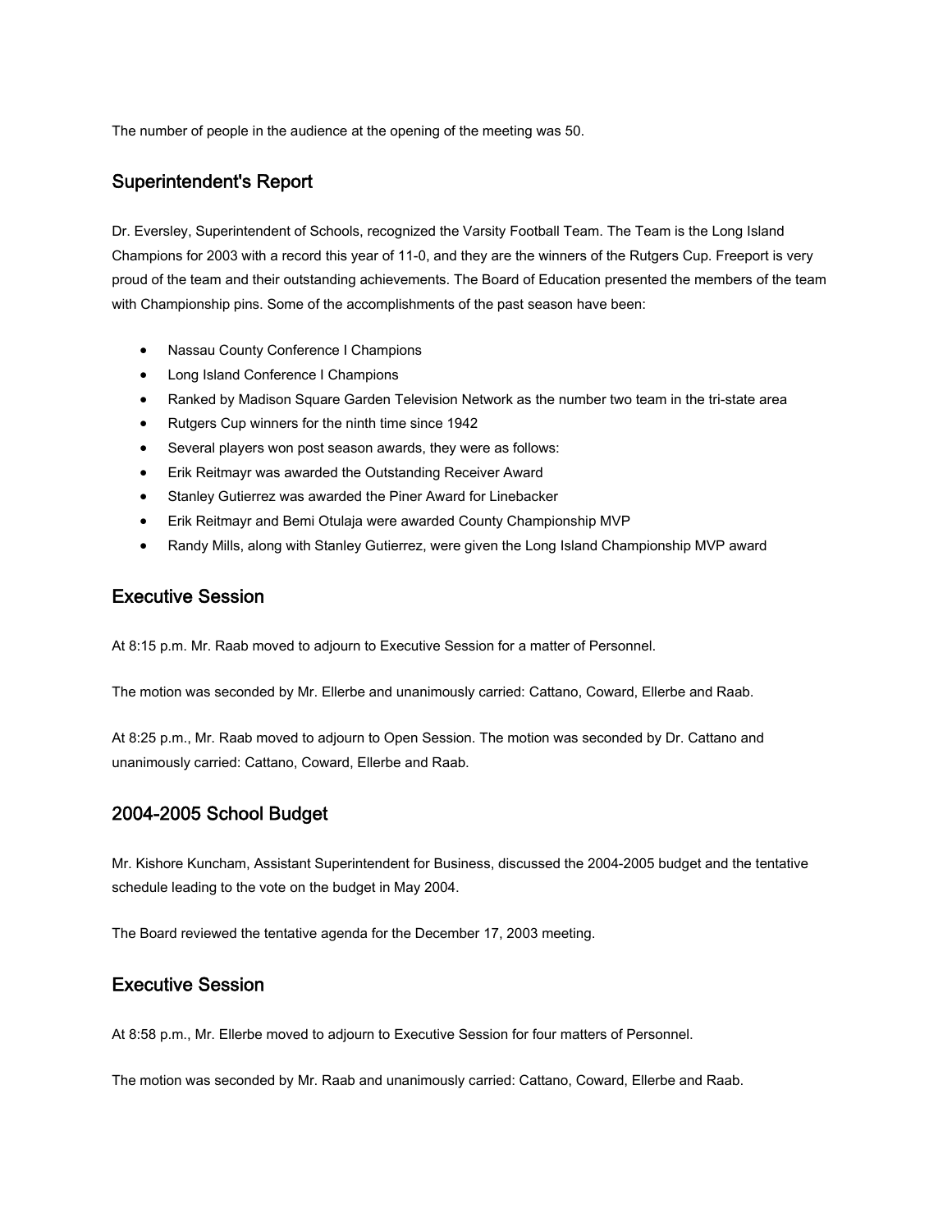The number of people in the audience at the opening of the meeting was 50.

## Superintendent's Report

Dr. Eversley, Superintendent of Schools, recognized the Varsity Football Team. The Team is the Long Island Champions for 2003 with a record this year of 11-0, and they are the winners of the Rutgers Cup. Freeport is very proud of the team and their outstanding achievements. The Board of Education presented the members of the team with Championship pins. Some of the accomplishments of the past season have been:

- Nassau County Conference I Champions
- Long Island Conference I Champions
- Ranked by Madison Square Garden Television Network as the number two team in the tri-state area
- Rutgers Cup winners for the ninth time since 1942
- Several players won post season awards, they were as follows:
- Erik Reitmayr was awarded the Outstanding Receiver Award
- Stanley Gutierrez was awarded the Piner Award for Linebacker
- Erik Reitmayr and Bemi Otulaja were awarded County Championship MVP
- Randy Mills, along with Stanley Gutierrez, were given the Long Island Championship MVP award

## Executive Session

At 8:15 p.m. Mr. Raab moved to adjourn to Executive Session for a matter of Personnel.

The motion was seconded by Mr. Ellerbe and unanimously carried: Cattano, Coward, Ellerbe and Raab.

At 8:25 p.m., Mr. Raab moved to adjourn to Open Session. The motion was seconded by Dr. Cattano and unanimously carried: Cattano, Coward, Ellerbe and Raab.

## 2004-2005 School Budget

Mr. Kishore Kuncham, Assistant Superintendent for Business, discussed the 2004-2005 budget and the tentative schedule leading to the vote on the budget in May 2004.

The Board reviewed the tentative agenda for the December 17, 2003 meeting.

## Executive Session

At 8:58 p.m., Mr. Ellerbe moved to adjourn to Executive Session for four matters of Personnel.

The motion was seconded by Mr. Raab and unanimously carried: Cattano, Coward, Ellerbe and Raab.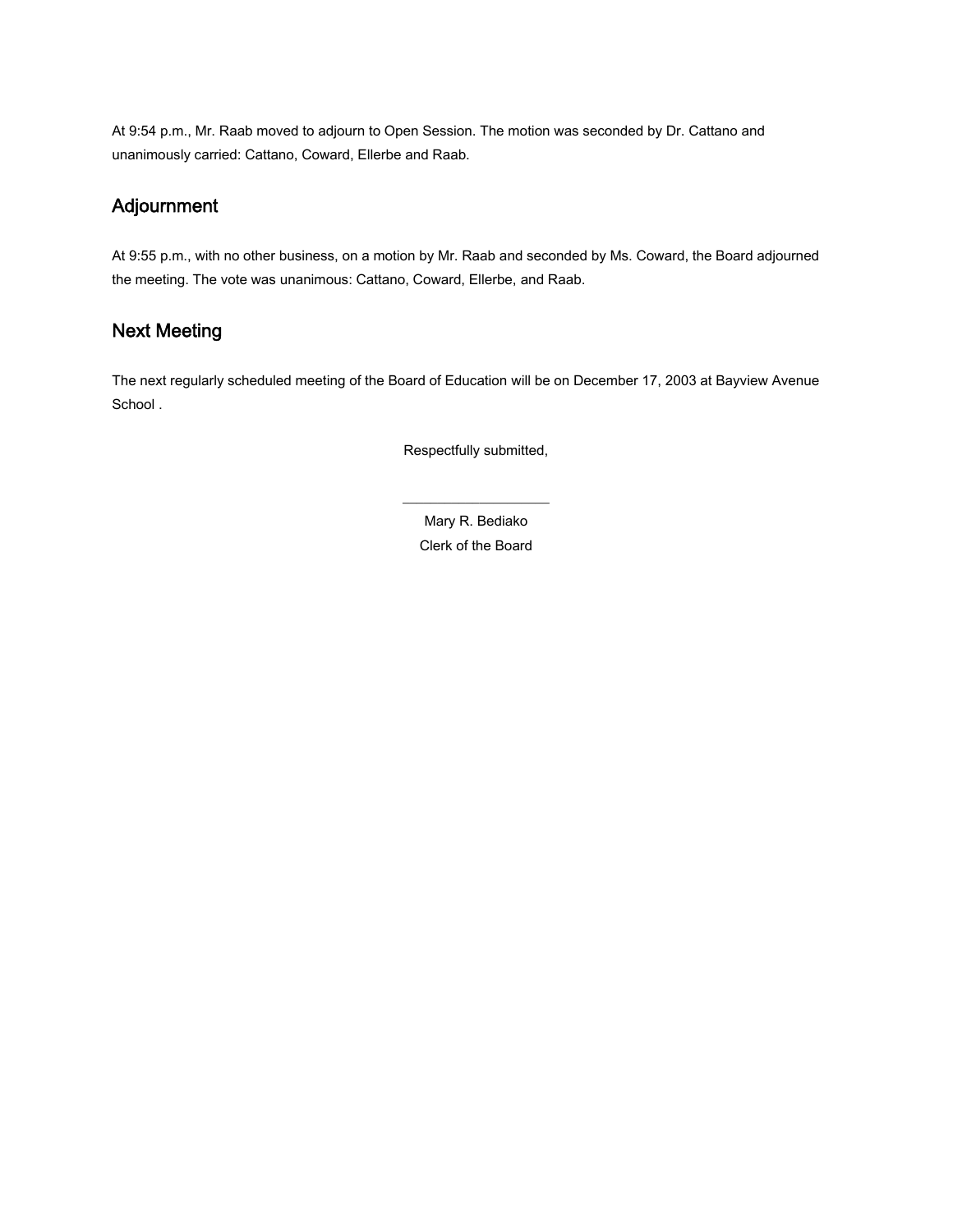At 9:54 p.m., Mr. Raab moved to adjourn to Open Session. The motion was seconded by Dr. Cattano and unanimously carried: Cattano, Coward, Ellerbe and Raab.

## Adjournment

At 9:55 p.m., with no other business, on a motion by Mr. Raab and seconded by Ms. Coward, the Board adjourned the meeting. The vote was unanimous: Cattano, Coward, Ellerbe, and Raab.

## Next Meeting

The next regularly scheduled meeting of the Board of Education will be on December 17, 2003 at Bayview Avenue School .

Respectfully submitted,

____________________

Mary R. Bediako

Clerk of the Board